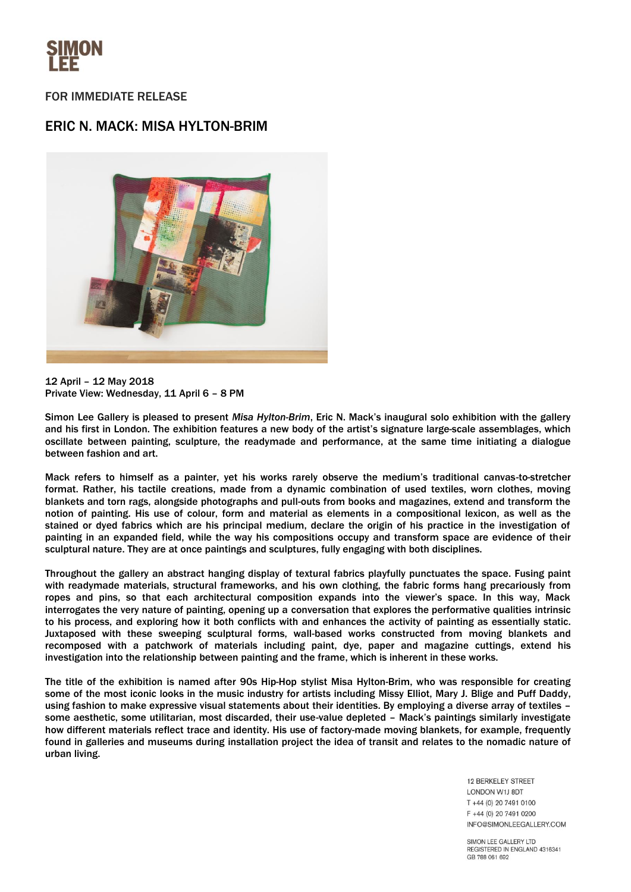SIMON LEE

FOR IMMEDIATE RELEASE

# ERIC N. MACK: MISA HYLTON-BRIM

**12 April – 12 May 2018**
**Private View: Wednesday, 11 April 6 – 8 PM**

Simon Lee Gallery is pleased to present *Misa Hylton-Brim*, Eric N. Mack's inaugural solo exhibition with the gallery and his first in London. The exhibition features a new body of the artist's signature large-scale assemblages, which oscillate between painting, sculpture, the readymade and performance, at the same time initiating a dialogue between fashion and art.

Mack refers to himself as a painter, yet his works rarely observe the medium's traditional canvas-to-stretcher format. Rather, his tactile creations, made from a dynamic combination of used textiles, worn clothes, moving blankets and torn rags, alongside photographs and pull-outs from books and magazines, extend and transform the notion of painting. His use of colour, form and material as elements in a compositional lexicon, as well as the stained or dyed fabrics which are his principal medium, declare the origin of his practice in the investigation of painting in an expanded field, while the way his compositions occupy and transform space are evidence of their sculptural nature. They are at once paintings and sculptures, fully engaging with both disciplines.

Throughout the gallery an abstract hanging display of textural fabrics playfully punctuates the space. Fusing paint with readymade materials, structural frameworks, and his own clothing, the fabric forms hang precariously from ropes and pins, so that each architectural composition expands into the viewer's space. In this way, Mack interrogates the very nature of painting, opening up a conversation that explores the performative qualities intrinsic to his process, and exploring how it both conflicts with and enhances the activity of painting as essentially static. Juxtaposed with these sweeping sculptural forms, wall-based works constructed from moving blankets and recomposed with a patchwork of materials including paint, dye, paper and magazine cuttings, extend his investigation into the relationship between painting and the frame, which is inherent in these works.

The title of the exhibition is named after 90s Hip-Hop stylist Misa Hylton-Brim, who was responsible for creating some of the most iconic looks in the music industry for artists including Missy Elliot, Mary J. Blige and Puff Daddy, using fashion to make expressive visual statements about their identities. By employing a diverse array of textiles – some aesthetic, some utilitarian, most discarded, their use-value depleted – Mack's paintings similarly investigate how different materials reflect trace and identity. His use of factory-made moving blankets, for example, frequently found in galleries and museums during installation project the idea of transit and relates to the nomadic nature of urban living.

12 BERKELEY STREET
LONDON W1J 8DT
T +44 (0) 20 7491 0100
F +44 (0) 20 7491 0200
INFO@SIMONLEEGALLERY.COM

SIMON LEE GALLERY LTD
REGISTERED IN ENGLAND 4316341
GB 788 061 692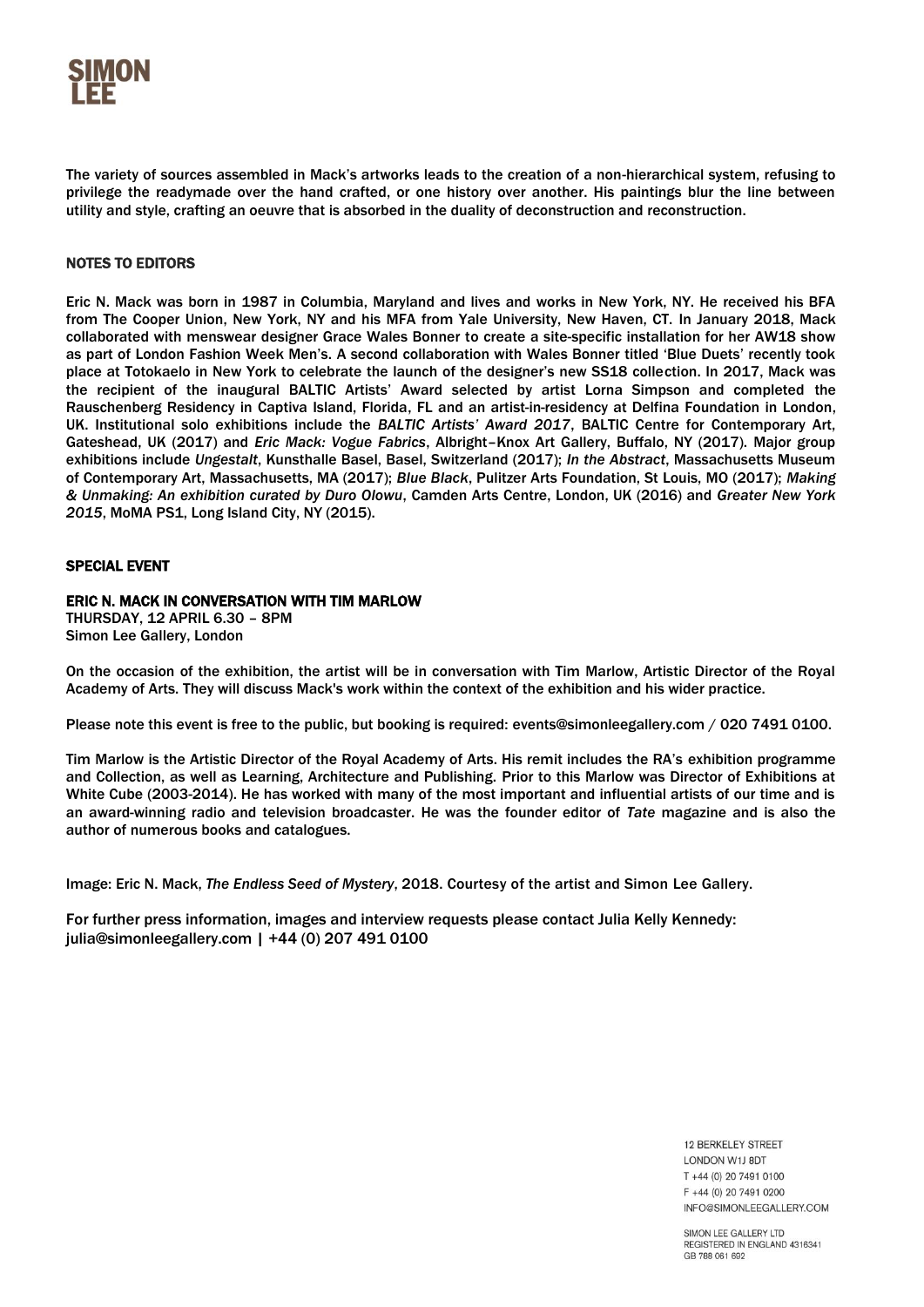The variety of sources assembled in Mack's artworks leads to the creation of a non-hierarchical system, refusing to privilege the readymade over the hand crafted, or one history over another. His paintings blur the line between utility and style, crafting an oeuvre that is absorbed in the duality of deconstruction and reconstruction.

## NOTES TO EDITORS

Eric N. Mack was born in 1987 in Columbia, Maryland and lives and works in New York, NY. He received his BFA from The Cooper Union, New York, NY and his MFA from Yale University, New Haven, CT. In January 2018, Mack collaborated with menswear designer Grace Wales Bonner to create a site-specific installation for her AW18 show as part of London Fashion Week Men's. A second collaboration with Wales Bonner titled 'Blue Duets' recently took place at Totokaelo in New York to celebrate the launch of the designer's new SS18 collection. In 2017, Mack was the recipient of the inaugural BALTIC Artists' Award selected by artist Lorna Simpson and completed the Rauschenberg Residency in Captiva Island, Florida, FL and an artist-in-residency at Delfina Foundation in London, UK. Institutional solo exhibitions include the *BALTIC Artists' Award 2017*, BALTIC Centre for Contemporary Art, Gateshead, UK (2017) and *Eric Mack: Vogue Fabrics*, Albright–Knox Art Gallery, Buffalo, NY (2017). Major group exhibitions include *Ungestalt*, Kunsthalle Basel, Basel, Switzerland (2017); *In the Abstract*, Massachusetts Museum of Contemporary Art, Massachusetts, MA (2017); *Blue Black*, Pulitzer Arts Foundation, St Louis, MO (2017); *Making & Unmaking: An exhibition curated by Duro Olowu*, Camden Arts Centre, London, UK (2016) and *Greater New York 2015*, MoMA PS1, Long Island City, NY (2015).

## SPECIAL EVENT

### ERIC N. MACK IN CONVERSATION WITH TIM MARLOW

THURSDAY, 12 APRIL 6.30 – 8PM
Simon Lee Gallery, London

On the occasion of the exhibition, the artist will be in conversation with Tim Marlow, Artistic Director of the Royal Academy of Arts. They will discuss Mack's work within the context of the exhibition and his wider practice.

Please note this event is free to the public, but booking is required: events@simonleegallery.com / 020 7491 0100.

Tim Marlow is the Artistic Director of the Royal Academy of Arts. His remit includes the RA's exhibition programme and Collection, as well as Learning, Architecture and Publishing. Prior to this Marlow was Director of Exhibitions at White Cube (2003-2014). He has worked with many of the most important and influential artists of our time and is an award-winning radio and television broadcaster. He was the founder editor of *Tate* magazine and is also the author of numerous books and catalogues.

Image: Eric N. Mack, *The Endless Seed of Mystery*, 2018. Courtesy of the artist and Simon Lee Gallery.

For further press information, images and interview requests please contact Julia Kelly Kennedy:
julia@simonleegallery.com | +44 (0) 207 491 0100

12 BERKELEY STREET
LONDON W1J 8DT
T +44 (0) 20 7491 0100
F +44 (0) 20 7491 0200
INFO@SIMONLEEGALLERY.COM

SIMON LEE GALLERY LTD
REGISTERED IN ENGLAND 4316341
GB 788 061 692